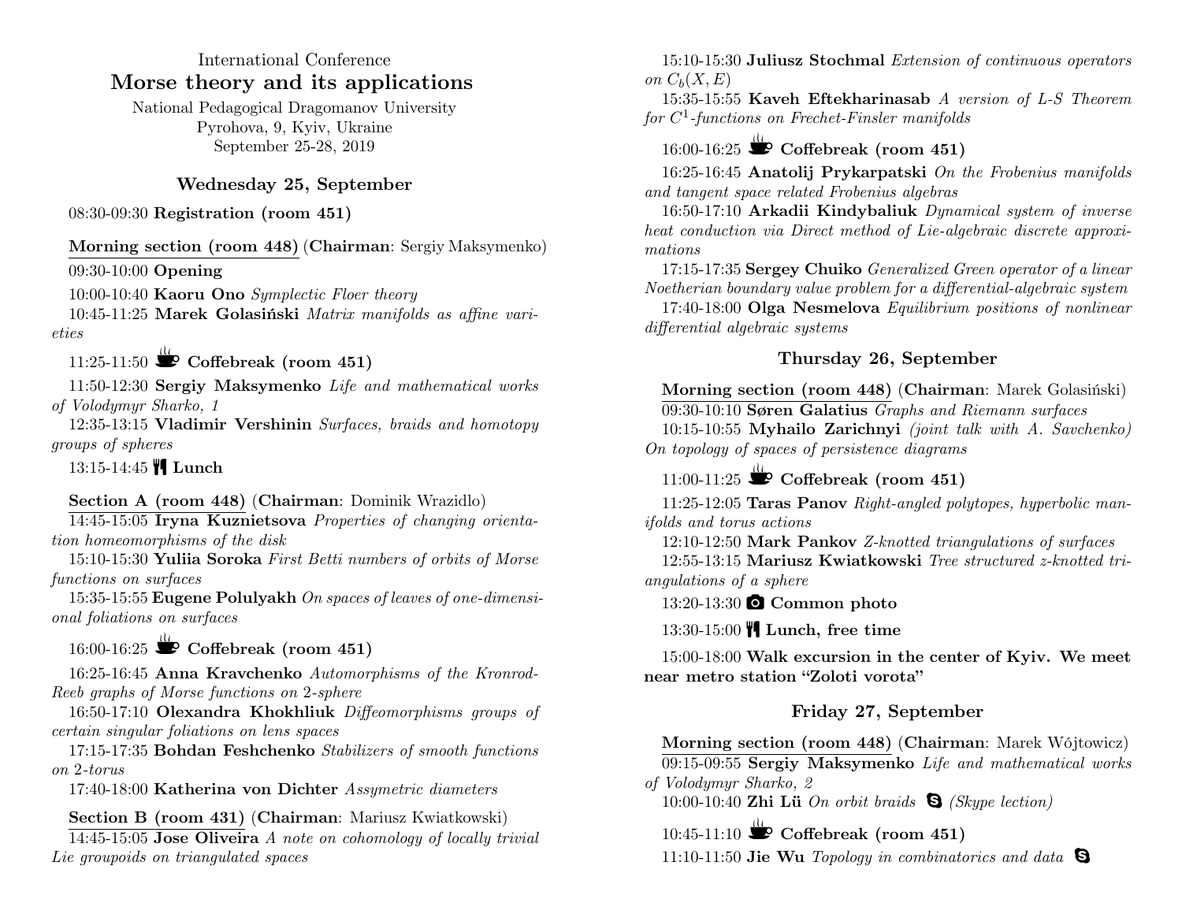International Conference

# Morse theory and its applications

National Pedagogical Dragomanov University
Pyrohova, 9, Kyiv, Ukraine
September 25-28, 2019

## Wednesday 25, September

08:30-09:30 **Registration (room 451)**

Morning section (room 448) (**Chairman**: Sergiy Maksymenko)

09:30-10:00 **Opening**

10:00-10:40 **Kaoru Ono** *Symplectic Floer theory*

10:45-11:25 **Marek Golasiński** *Matrix manifolds as affine varieties*

11:25-11:50 **Coffebreak (room 451)**

11:50-12:30 **Sergiy Maksymenko** *Life and mathematical works of Volodymyr Sharko, 1*

12:35-13:15 **Vladimir Vershinin** *Surfaces, braids and homotopy groups of spheres*

13:15-14:45 **Lunch**

Section A (room 448) (**Chairman**: Dominik Wrazidlo)

14:45-15:05 **Iryna Kuznietsova** *Properties of changing orientation homeomorphisms of the disk*

15:10-15:30 **Yuliia Soroka** *First Betti numbers of orbits of Morse functions on surfaces*

15:35-15:55 **Eugene Polulyakh** *On spaces of leaves of one-dimensional foliations on surfaces*

16:00-16:25 **Coffebreak (room 451)**

16:25-16:45 **Anna Kravchenko** *Automorphisms of the Kronrod-Reeb graphs of Morse functions on 2-sphere*

16:50-17:10 **Olexandra Khokhliuk** *Diffeomorphisms groups of certain singular foliations on lens spaces*

17:15-17:35 **Bohdan Feshchenko** *Stabilizers of smooth functions on 2-torus*

17:40-18:00 **Katherina von Dichter** *Assymetric diameters*

Section B (room 431) (**Chairman**: Mariusz Kwiatkowski)

14:45-15:05 **Jose Oliveira** *A note on cohomology of locally trivial Lie groupoids on triangulated spaces*

15:10-15:30 **Juliusz Stochmal** *Extension of continuous operators on $C_b(X, E)$*

15:35-15:55 **Kaveh Eftekharinasab** *A version of L-S Theorem for $C^1$-functions on Frechet-Finsler manifolds*

16:00-16:25 **Coffebreak (room 451)**

16:25-16:45 **Anatolij Prykarpatski** *On the Frobenius manifolds and tangent space related Frobenius algebras*

16:50-17:10 **Arkadii Kindybaliuk** *Dynamical system of inverse heat conduction via Direct method of Lie-algebraic discrete approximations*

17:15-17:35 **Sergey Chuiko** *Generalized Green operator of a linear Noetherian boundary value problem for a differential-algebraic system*

17:40-18:00 **Olga Nesmelova** *Equilibrium positions of nonlinear differential algebraic systems*

## Thursday 26, September

Morning section (room 448) (**Chairman**: Marek Golasiński)

09:30-10:10 **Søren Galatius** *Graphs and Riemann surfaces*

10:15-10:55 **Myhailo Zarichnyi** *(joint talk with A. Savchenko) On topology of spaces of persistence diagrams*

11:00-11:25 **Coffebreak (room 451)**

11:25-12:05 **Taras Panov** *Right-angled polytopes, hyperbolic manifolds and torus actions*

12:10-12:50 **Mark Pankov** *Z-knotted triangulations of surfaces*

12:55-13:15 **Mariusz Kwiatkowski** *Tree structured z-knotted triangulations of a sphere*

13:20-13:30 **Common photo**

13:30-15:00 **Lunch, free time**

15:00-18:00 **Walk excursion in the center of Kyiv. We meet near metro station "Zoloti vorota"**

## Friday 27, September

Morning section (room 448) (**Chairman**: Marek Wójtowicz)

09:15-09:55 **Sergiy Maksymenko** *Life and mathematical works of Volodymyr Sharko, 2*

10:00-10:40 **Zhi Lü** *On orbit braids* *(Skype lection)*

10:45-11:10 **Coffebreak (room 451)**

11:10-11:50 **Jie Wu** *Topology in combinatorics and data*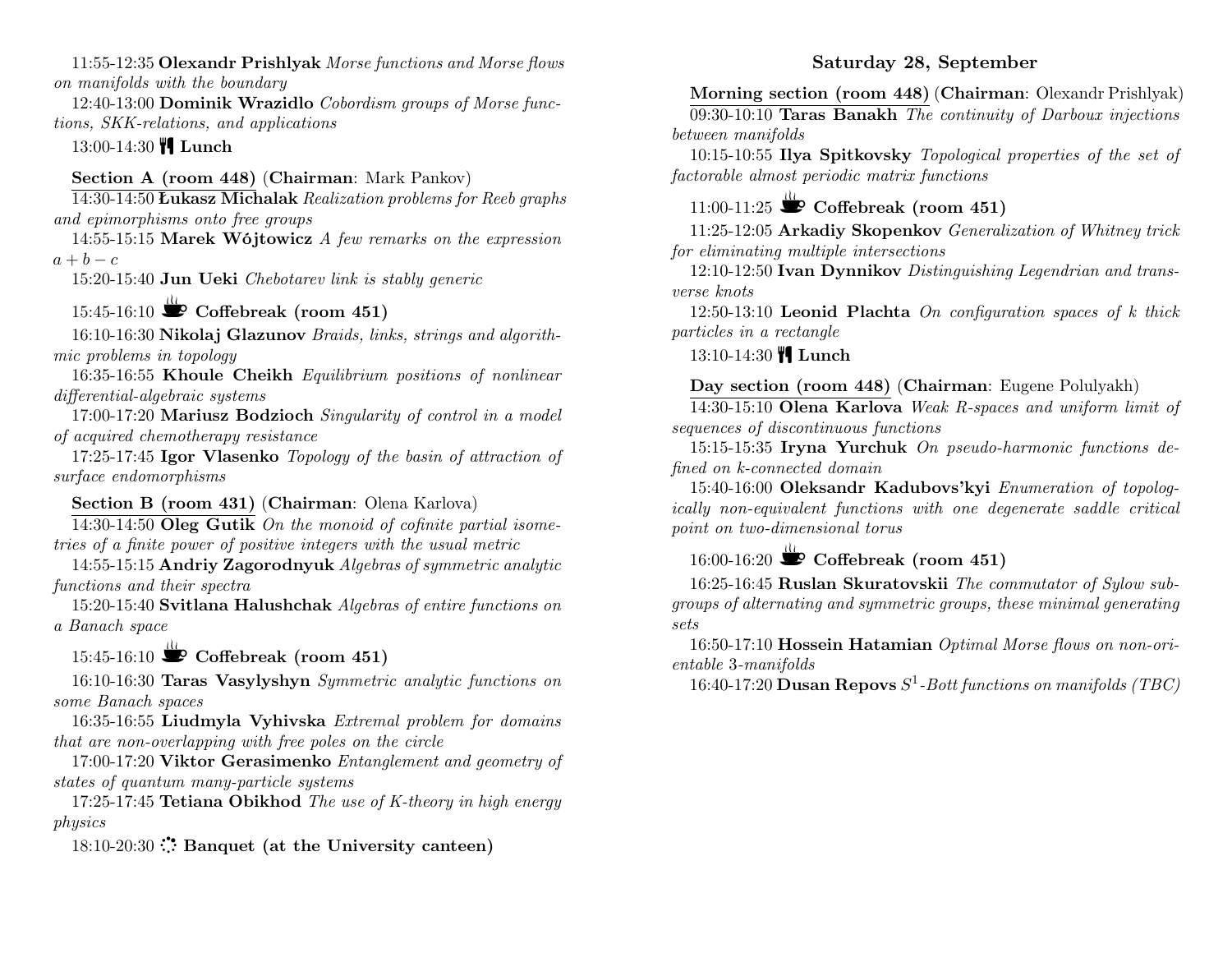11:55-12:35 **Olexandr Prishlyak** *Morse functions and Morse flows on manifolds with the boundary*

12:40-13:00 **Dominik Wrazidlo** *Cobordism groups of Morse functions, SKK-relations, and applications*

13:00-14:30 **Lunch**

**Section A (room 448)** (**Chairman**: Mark Pankov)

14:30-14:50 **Łukasz Michalak** *Realization problems for Reeb graphs and epimorphisms onto free groups*

14:55-15:15 **Marek Wójtowicz** *A few remarks on the expression* $a+b-c$

15:20-15:40 **Jun Ueki** *Chebotarev link is stably generic*

15:45-16:10 **Coffebreak (room 451)**

16:10-16:30 **Nikolaj Glazunov** *Braids, links, strings and algorithmic problems in topology*

16:35-16:55 **Khoule Cheikh** *Equilibrium positions of nonlinear differential-algebraic systems*

17:00-17:20 **Mariusz Bodzioch** *Singularity of control in a model of acquired chemotherapy resistance*

17:25-17:45 **Igor Vlasenko** *Topology of the basin of attraction of surface endomorphisms*

**Section B (room 431)** (**Chairman**: Olena Karlova)

14:30-14:50 **Oleg Gutik** *On the monoid of cofinite partial isometries of a finite power of positive integers with the usual metric*

14:55-15:15 **Andriy Zagorodnyuk** *Algebras of symmetric analytic functions and their spectra*

15:20-15:40 **Svitlana Halushchak** *Algebras of entire functions on a Banach space*

15:45-16:10 **Coffebreak (room 451)**

16:10-16:30 **Taras Vasylyshyn** *Symmetric analytic functions on some Banach spaces*

16:35-16:55 **Liudmyla Vyhivska** *Extremal problem for domains that are non-overlapping with free poles on the circle*

17:00-17:20 **Viktor Gerasimenko** *Entanglement and geometry of states of quantum many-particle systems*

17:25-17:45 **Tetiana Obikhod** *The use of K-theory in high energy physics*

18:10-20:30 **Banquet (at the University canteen)**

## Saturday 28, September

**Morning section (room 448)** (**Chairman**: Olexandr Prishlyak)

09:30-10:10 **Taras Banakh** *The continuity of Darboux injections between manifolds*

10:15-10:55 **Ilya Spitkovsky** *Topological properties of the set of factorable almost periodic matrix functions*

11:00-11:25 **Coffebreak (room 451)**

11:25-12:05 **Arkadiy Skopenkov** *Generalization of Whitney trick for eliminating multiple intersections*

12:10-12:50 **Ivan Dynnikov** *Distinguishing Legendrian and transverse knots*

12:50-13:10 **Leonid Plachta** *On configuration spaces of k thick particles in a rectangle*

13:10-14:30 **Lunch**

**Day section (room 448)** (**Chairman**: Eugene Polulyakh)

14:30-15:10 **Olena Karlova** *Weak R-spaces and uniform limit of sequences of discontinuous functions*

15:15-15:35 **Iryna Yurchuk** *On pseudo-harmonic functions defined on k-connected domain*

15:40-16:00 **Oleksandr Kadubovs'kyi** *Enumeration of topologically non-equivalent functions with one degenerate saddle critical point on two-dimensional torus*

16:00-16:20 **Coffebreak (room 451)**

16:25-16:45 **Ruslan Skuratovskii** *The commutator of Sylow subgroups of alternating and symmetric groups, these minimal generating sets*

16:50-17:10 **Hossein Hatamian** *Optimal Morse flows on non-orientable 3-manifolds*

16:40-17:20 **Dusan Repovs** $S^1$*-Bott functions on manifolds (TBC)*